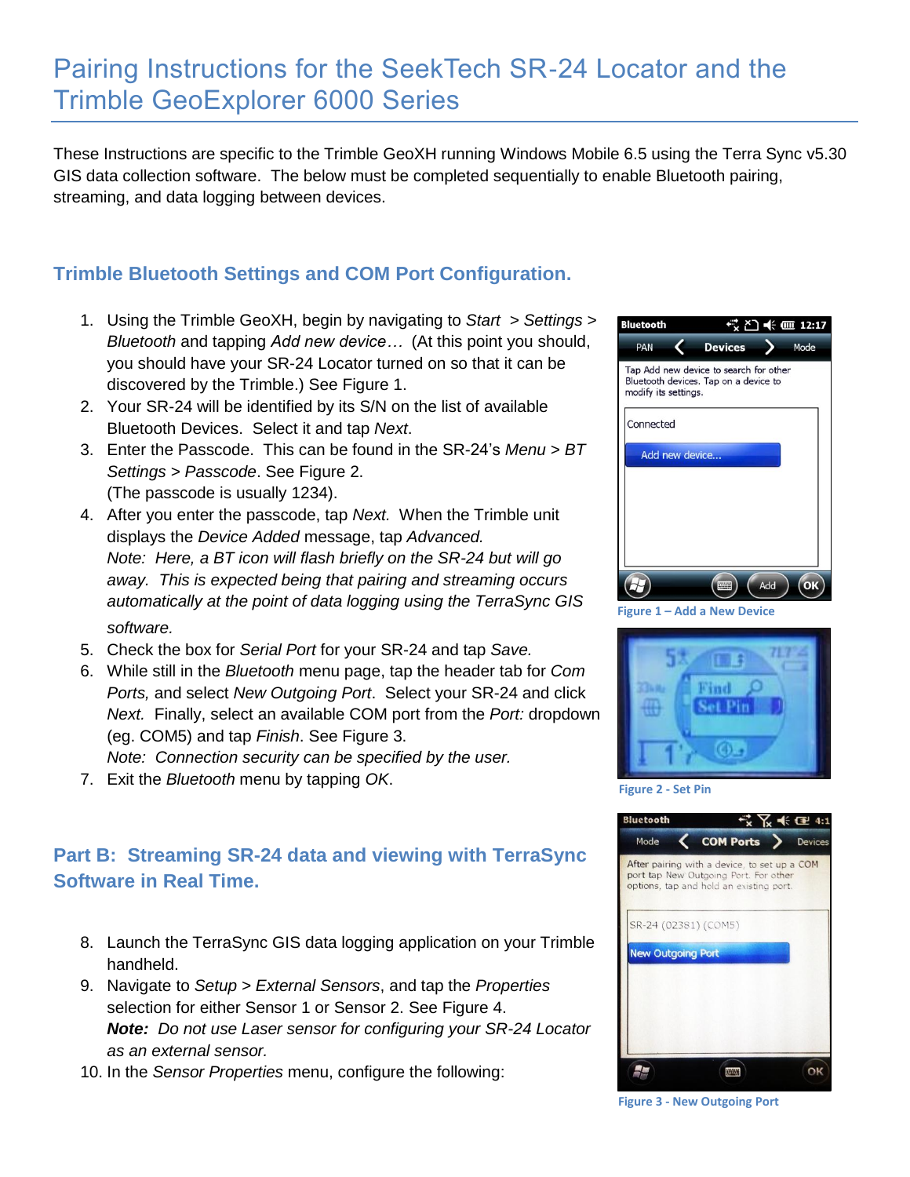# Pairing Instructions for the SeekTech SR-24 Locator and the Trimble GeoExplorer 6000 Series

These Instructions are specific to the Trimble GeoXH running Windows Mobile 6.5 using the Terra Sync v5.30 GIS data collection software. The below must be completed sequentially to enable Bluetooth pairing, streaming, and data logging between devices.

## Trimble Bluetooth Settings and COM Port Configuration.

1. Using the Trimble GeoXH, begin by navigating to *Start* > *Settings* > *Bluetooth* and tapping *Add new device…* (At this point you should, you should have your SR-24 Locator turned on so that it can be discovered by the Trimble.) See Figure 1.
2. Your SR-24 will be identified by its S/N on the list of available Bluetooth Devices. Select it and tap *Next*.
3. Enter the Passcode. This can be found in the SR-24's *Menu* > *BT Settings* > *Passcode*. See Figure 2.
   (The passcode is usually 1234).
4. After you enter the passcode, tap *Next.* When the Trimble unit displays the *Device Added* message, tap *Advanced.*
   *Note: Here, a BT icon will flash briefly on the SR-24 but will go away. This is expected being that pairing and streaming occurs automatically at the point of data logging using the TerraSync GIS software.*
5. Check the box for *Serial Port* for your SR-24 and tap *Save.*
6. While still in the *Bluetooth* menu page, tap the header tab for *Com Ports,* and select *New Outgoing Port*. Select your SR-24 and click *Next.* Finally, select an available COM port from the *Port:* dropdown (eg. COM5) and tap *Finish*. See Figure 3.
   *Note: Connection security can be specified by the user.*
7. Exit the *Bluetooth* menu by tapping *OK*.

Figure 1 – Add a New Device

Figure 2 - Set Pin

Figure 3 - New Outgoing Port

## Part B: Streaming SR-24 data and viewing with TerraSync Software in Real Time.

8. Launch the TerraSync GIS data logging application on your Trimble handheld.
9. Navigate to *Setup* > *External Sensors*, and tap the *Properties* selection for either Sensor 1 or Sensor 2. See Figure 4.
   ***Note:*** *Do not use Laser sensor for configuring your SR-24 Locator as an external sensor.*
10. In the *Sensor Properties* menu, configure the following: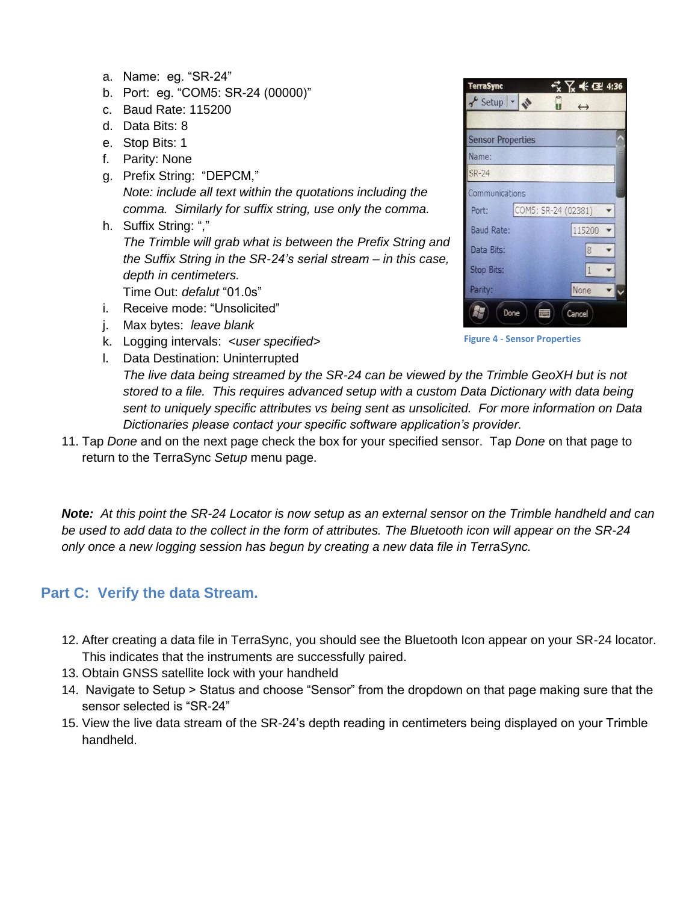a. Name: eg. “SR-24”
b. Port: eg. “COM5: SR-24 (00000)”
c. Baud Rate: 115200
d. Data Bits: 8
e. Stop Bits: 1
f. Parity: None
g. Prefix String: “DEPCM,”
   *Note: include all text within the quotations including the comma. Similarly for suffix string, use only the comma.*
h. Suffix String: “,”
   *The Trimble will grab what is between the Prefix String and the Suffix String in the SR-24’s serial stream – in this case, depth in centimeters.*
   Time Out: *defalut* “01.0s”
i. Receive mode: “Unsolicited”
j. Max bytes: *leave blank*
k. Logging intervals: *<user specified>*
l. Data Destination: Uninterrupted
   *The live data being streamed by the SR-24 can be viewed by the Trimble GeoXH but is not stored to a file. This requires advanced setup with a custom Data Dictionary with data being sent to uniquely specific attributes vs being sent as unsolicited. For more information on Data Dictionaries please contact your specific software application’s provider.*

Figure 4 - Sensor Properties

11. Tap *Done* and on the next page check the box for your specified sensor. Tap *Done* on that page to return to the TerraSync *Setup* menu page.

***Note:*** *At this point the SR-24 Locator is now setup as an external sensor on the Trimble handheld and can be used to add data to the collect in the form of attributes. The Bluetooth icon will appear on the SR-24 only once a new logging session has begun by creating a new data file in TerraSync.*

## Part C: Verify the data Stream.

12. After creating a data file in TerraSync, you should see the Bluetooth Icon appear on your SR-24 locator. This indicates that the instruments are successfully paired.
13. Obtain GNSS satellite lock with your handheld
14. Navigate to Setup > Status and choose “Sensor” from the dropdown on that page making sure that the sensor selected is “SR-24”
15. View the live data stream of the SR-24’s depth reading in centimeters being displayed on your Trimble handheld.